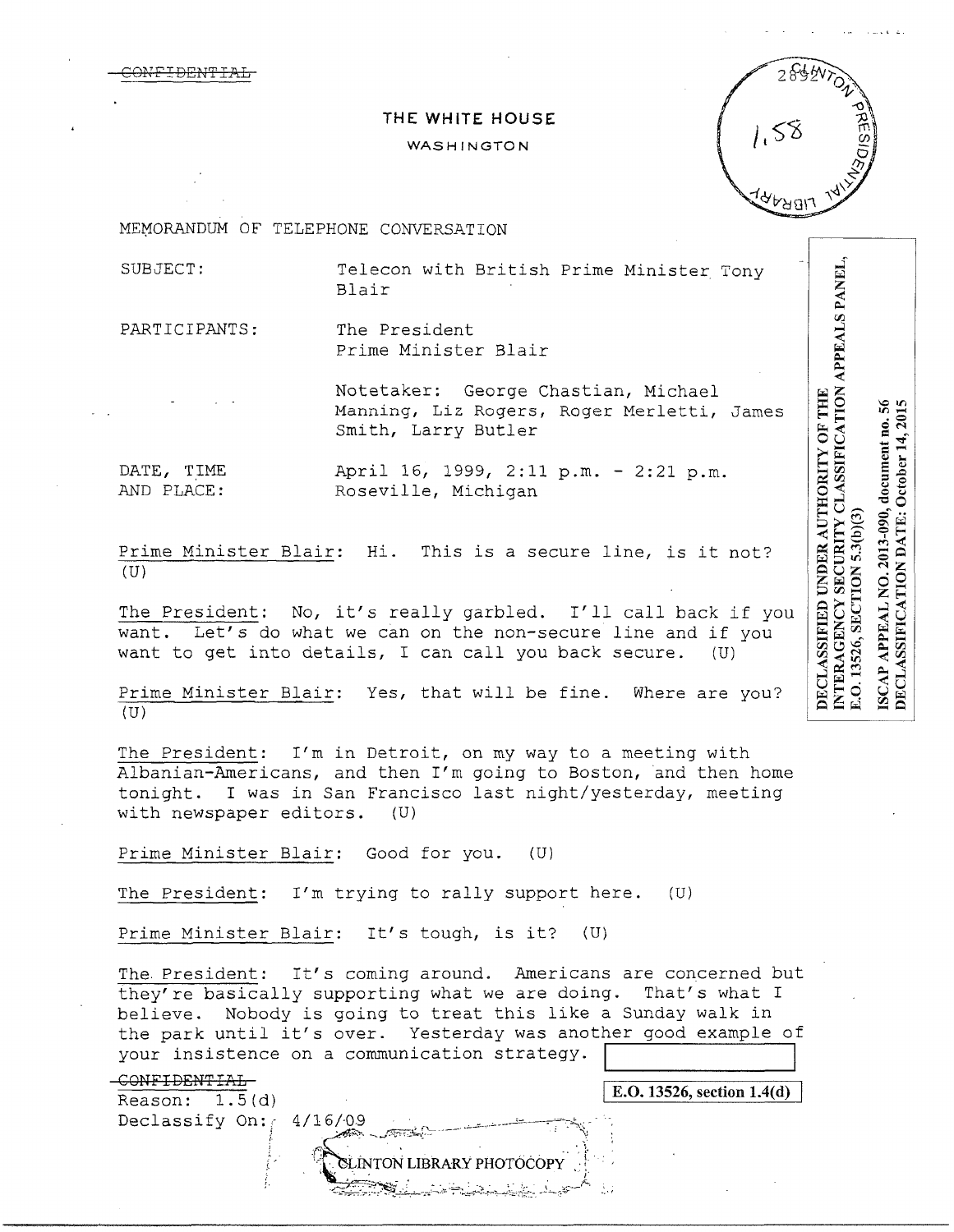~~CONFIDENTIAL~~

# THE WHITE HOUSE

WASHINGTON

MEMORANDUM OF TELEPHONE CONVERSATION

SUBJECT: Telecon with British Prime Minister Tony Blair

PARTICIPANTS: The President
Prime Minister Blair

Notetaker: George Chastian, Michael Manning, Liz Rogers, Roger Merletti, James Smith, Larry Butler

DATE, TIME AND PLACE: April 16, 1999, 2:11 p.m. - 2:21 p.m.
Roseville, Michigan

DECLASSIFIED UNDER AUTHORITY OF THE INTERAGENCY SECURITY CLASSIFICATION APPEALS PANEL, E.O. 13526, SECTION 5.3(b)(3)

ISCAP APPEAL NO. 2013-090, document no. 56
DECLASSIFICATION DATE: October 14, 2015

Prime Minister Blair: Hi. This is a secure line, is it not? (U)

The President: No, it's really garbled. I'll call back if you want. Let's do what we can on the non-secure line and if you want to get into details, I can call you back secure. (U)

Prime Minister Blair: Yes, that will be fine. Where are you? (U)

The President: I'm in Detroit, on my way to a meeting with Albanian-Americans, and then I'm going to Boston, and then home tonight. I was in San Francisco last night/yesterday, meeting with newspaper editors. (U)

Prime Minister Blair: Good for you. (U)

The President: I'm trying to rally support here. (U)

Prime Minister Blair: It's tough, is it? (U)

The President: It's coming around. Americans are concerned but they're basically supporting what we are doing. That's what I believe. Nobody is going to treat this like a Sunday walk in the park until it's over. Yesterday was another good example of your insistence on a communication strategy. [E.O. 13526, section 1.4(d)]

~~CONFIDENTIAL~~
Reason: 1.5(d)
Declassify On: 4/16/09

CLINTON LIBRARY PHOTOCOPY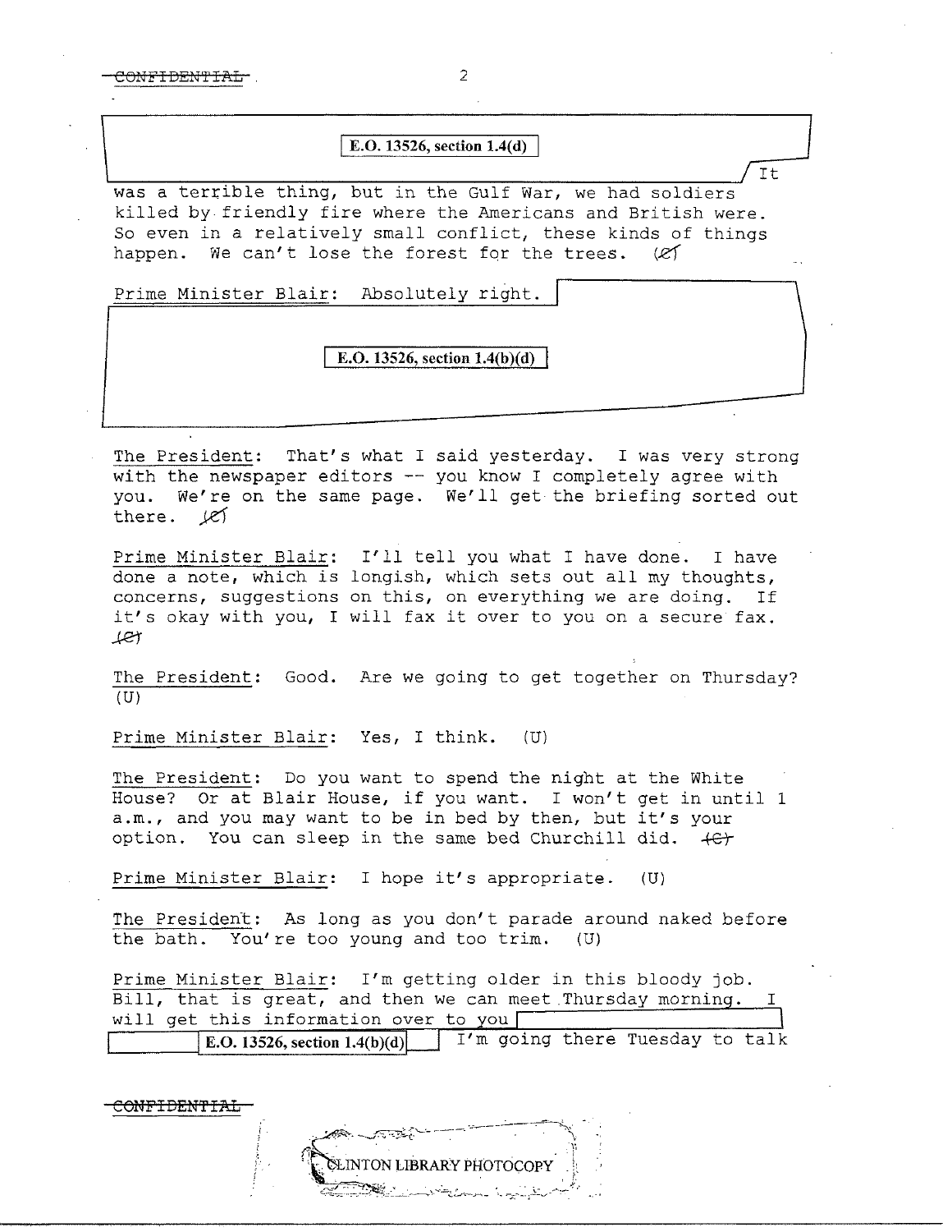E.O. 13526, section 1.4(d)

It was a terrible thing, but in the Gulf War, we had soldiers killed by friendly fire where the Americans and British were. So even in a relatively small conflict, these kinds of things happen. We can't lose the forest for the trees. (C)

Prime Minister Blair: Absolutely right.

E.O. 13526, section 1.4(b)(d)

The President: That's what I said yesterday. I was very strong with the newspaper editors -- you know I completely agree with you. We're on the same page. We'll get the briefing sorted out there. (C)

Prime Minister Blair: I'll tell you what I have done. I have done a note, which is longish, which sets out all my thoughts, concerns, suggestions on this, on everything we are doing. If it's okay with you, I will fax it over to you on a secure fax. (C)

The President: Good. Are we going to get together on Thursday? (U)

Prime Minister Blair: Yes, I think. (U)

The President: Do you want to spend the night at the White House? Or at Blair House, if you want. I won't get in until 1 a.m., and you may want to be in bed by then, but it's your option. You can sleep in the same bed Churchill did. (C)

Prime Minister Blair: I hope it's appropriate. (U)

The President: As long as you don't parade around naked before the bath. You're too young and too trim. (U)

Prime Minister Blair: I'm getting older in this bloody job. Bill, that is great, and then we can meet Thursday morning. I will get this information over to you E.O. 13526, section 1.4(b)(d) I'm going there Tuesday to talk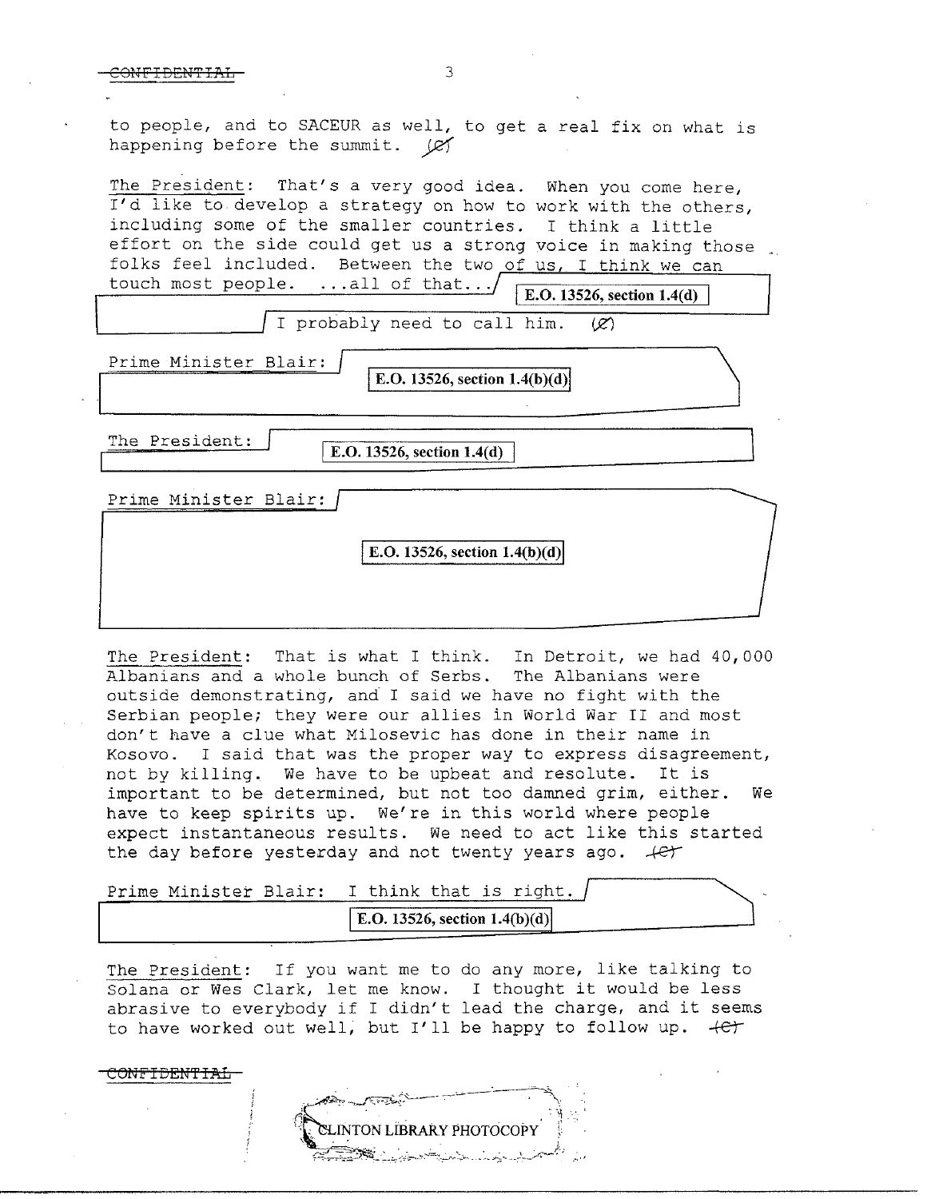to people, and to SACEUR as well, to get a real fix on what is happening before the summit. (C)

The President: That's a very good idea. When you come here, I'd like to develop a strategy on how to work with the others, including some of the smaller countries. I think a little effort on the side could get us a strong voice in making those folks feel included. Between the two of us, I think we can touch most people. ...all of that... E.O. 13526, section 1.4(d) I probably need to call him. (C)

Prime Minister Blair: E.O. 13526, section 1.4(b)(d)

The President: E.O. 13526, section 1.4(d)

Prime Minister Blair: E.O. 13526, section 1.4(b)(d)

The President: That is what I think. In Detroit, we had 40,000 Albanians and a whole bunch of Serbs. The Albanians were outside demonstrating, and I said we have no fight with the Serbian people; they were our allies in World War II and most don't have a clue what Milosevic has done in their name in Kosovo. I said that was the proper way to express disagreement, not by killing. We have to be upbeat and resolute. It is important to be determined, but not too damned grim, either. We have to keep spirits up. We're in this world where people expect instantaneous results. We need to act like this started the day before yesterday and not twenty years ago. (C)

Prime Minister Blair: I think that is right. E.O. 13526, section 1.4(b)(d)

The President: If you want me to do any more, like talking to Solana or Wes Clark, let me know. I thought it would be less abrasive to everybody if I didn't lead the charge, and it seems to have worked out well, but I'll be happy to follow up. (C)

CLINTON LIBRARY PHOTOCOPY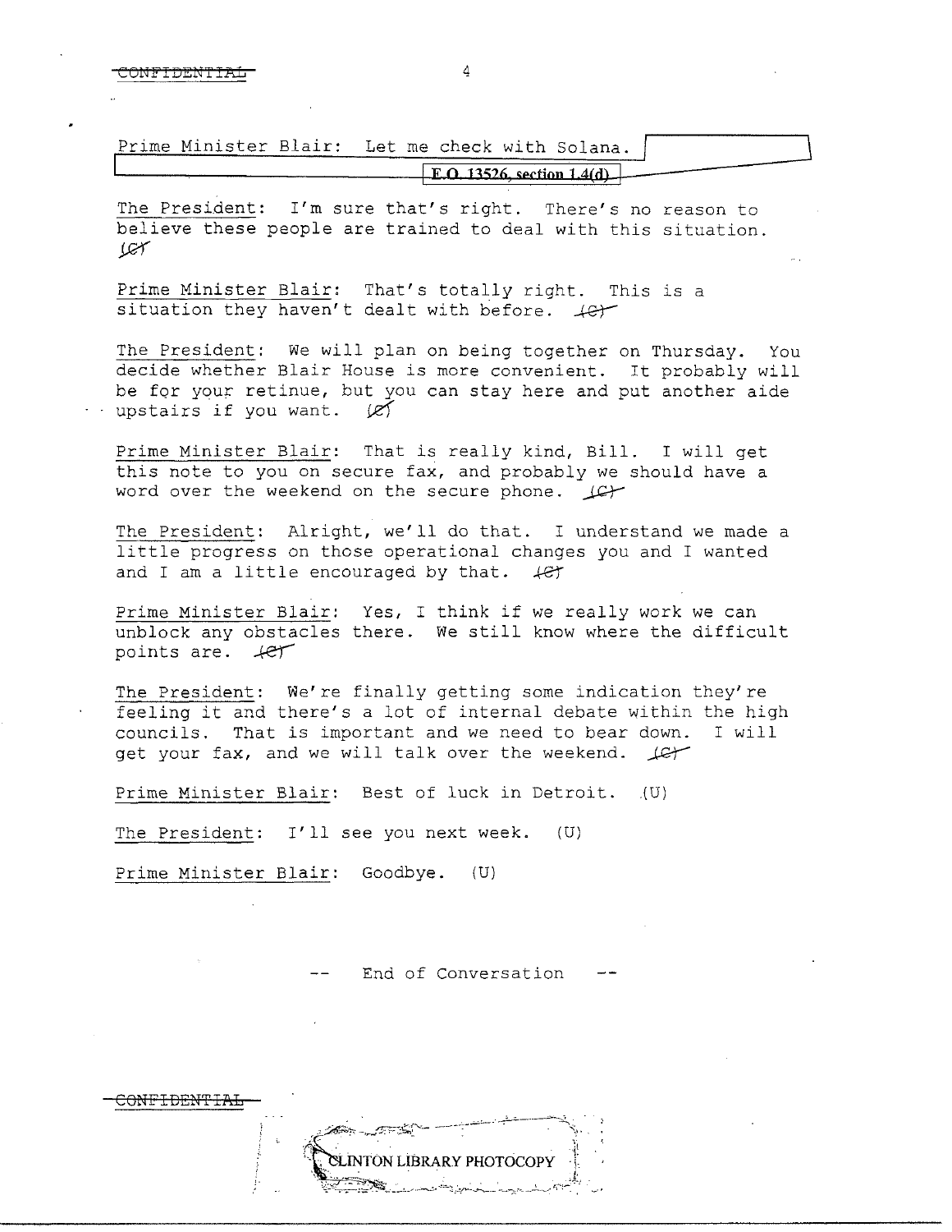Prime Minister Blair: Let me check with Solana.

E.O. 13526, section 1.4(d)

The President: I'm sure that's right. There's no reason to believe these people are trained to deal with this situation. (C)

Prime Minister Blair: That's totally right. This is a situation they haven't dealt with before. (C)

The President: We will plan on being together on Thursday. You decide whether Blair House is more convenient. It probably will be for your retinue, but you can stay here and put another aide upstairs if you want. (C)

Prime Minister Blair: That is really kind, Bill. I will get this note to you on secure fax, and probably we should have a word over the weekend on the secure phone. (C)

The President: Alright, we'll do that. I understand we made a little progress on those operational changes you and I wanted and I am a little encouraged by that. (C)

Prime Minister Blair: Yes, I think if we really work we can unblock any obstacles there. We still know where the difficult points are. (C)

The President: We're finally getting some indication they're feeling it and there's a lot of internal debate within the high councils. That is important and we need to bear down. I will get your fax, and we will talk over the weekend. (C)

Prime Minister Blair: Best of luck in Detroit. (U)

The President: I'll see you next week. (U)

Prime Minister Blair: Goodbye. (U)

-- End of Conversation --

CLINTON LIBRARY PHOTOCOPY